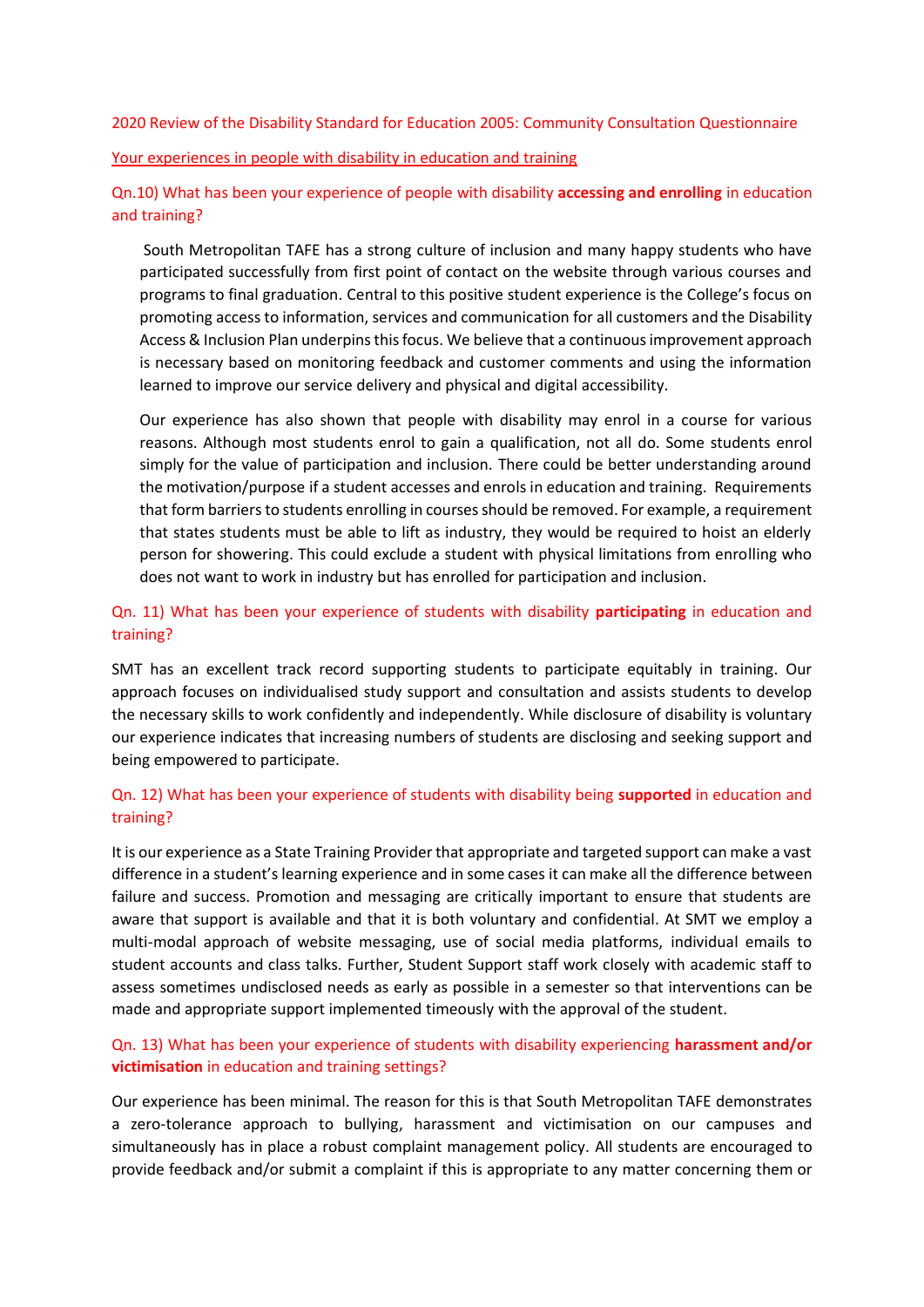2020 Review of the Disability Standard for Education 2005: Community Consultation Questionnaire

Your experiences in people with disability in education and training

Qn.10) What has been your experience of people with disability **accessing and enrolling** in education and training?

South Metropolitan TAFE has a strong culture of inclusion and many happy students who have participated successfully from first point of contact on the website through various courses and programs to final graduation. Central to this positive student experience is the College's focus on promoting access to information, services and communication for all customers and the Disability Access & Inclusion Plan underpins this focus. We believe that a continuous improvement approach is necessary based on monitoring feedback and customer comments and using the information learned to improve our service delivery and physical and digital accessibility.

Our experience has also shown that people with disability may enrol in a course for various reasons. Although most students enrol to gain a qualification, not all do. Some students enrol simply for the value of participation and inclusion. There could be better understanding around the motivation/purpose if a student accesses and enrols in education and training. Requirements that form barriers to students enrolling in courses should be removed. For example, a requirement that states students must be able to lift as industry, they would be required to hoist an elderly person for showering. This could exclude a student with physical limitations from enrolling who does not want to work in industry but has enrolled for participation and inclusion.

Qn. 11) What has been your experience of students with disability **participating** in education and training?

SMT has an excellent track record supporting students to participate equitably in training. Our approach focuses on individualised study support and consultation and assists students to develop the necessary skills to work confidently and independently. While disclosure of disability is voluntary our experience indicates that increasing numbers of students are disclosing and seeking support and being empowered to participate.

Qn. 12) What has been your experience of students with disability being **supported** in education and training?

It is our experience as a State Training Provider that appropriate and targeted support can make a vast difference in a student's learning experience and in some cases it can make all the difference between failure and success. Promotion and messaging are critically important to ensure that students are aware that support is available and that it is both voluntary and confidential. At SMT we employ a multi-modal approach of website messaging, use of social media platforms, individual emails to student accounts and class talks. Further, Student Support staff work closely with academic staff to assess sometimes undisclosed needs as early as possible in a semester so that interventions can be made and appropriate support implemented timeously with the approval of the student.

Qn. 13) What has been your experience of students with disability experiencing **harassment and/or victimisation** in education and training settings?

Our experience has been minimal. The reason for this is that South Metropolitan TAFE demonstrates a zero-tolerance approach to bullying, harassment and victimisation on our campuses and simultaneously has in place a robust complaint management policy. All students are encouraged to provide feedback and/or submit a complaint if this is appropriate to any matter concerning them or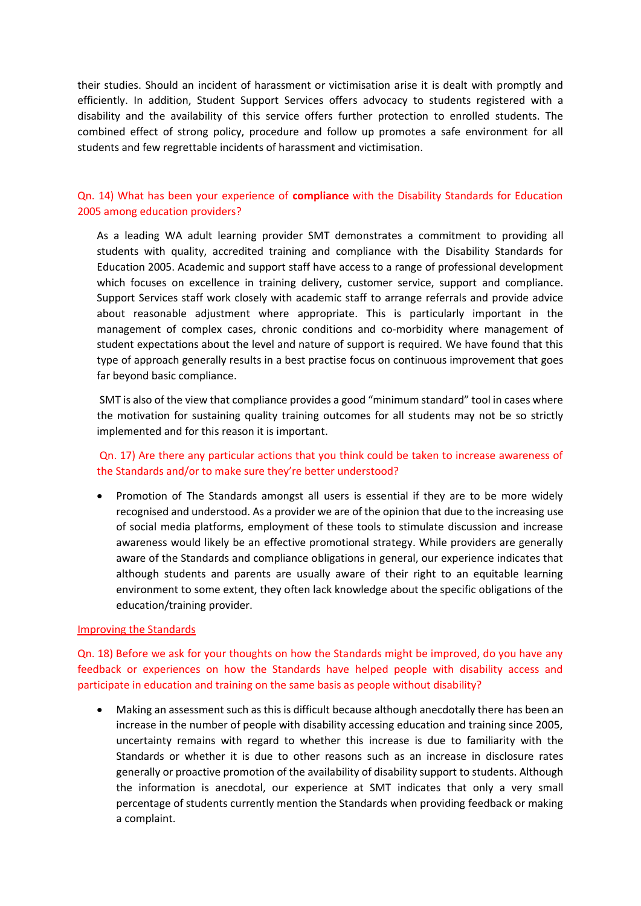their studies. Should an incident of harassment or victimisation arise it is dealt with promptly and efficiently. In addition, Student Support Services offers advocacy to students registered with a disability and the availability of this service offers further protection to enrolled students. The combined effect of strong policy, procedure and follow up promotes a safe environment for all students and few regrettable incidents of harassment and victimisation.

Qn. 14) What has been your experience of **compliance** with the Disability Standards for Education 2005 among education providers?

As a leading WA adult learning provider SMT demonstrates a commitment to providing all students with quality, accredited training and compliance with the Disability Standards for Education 2005. Academic and support staff have access to a range of professional development which focuses on excellence in training delivery, customer service, support and compliance. Support Services staff work closely with academic staff to arrange referrals and provide advice about reasonable adjustment where appropriate. This is particularly important in the management of complex cases, chronic conditions and co-morbidity where management of student expectations about the level and nature of support is required. We have found that this type of approach generally results in a best practise focus on continuous improvement that goes far beyond basic compliance.

SMT is also of the view that compliance provides a good "minimum standard" tool in cases where the motivation for sustaining quality training outcomes for all students may not be so strictly implemented and for this reason it is important.

Qn. 17) Are there any particular actions that you think could be taken to increase awareness of the Standards and/or to make sure they're better understood?

- Promotion of The Standards amongst all users is essential if they are to be more widely recognised and understood. As a provider we are of the opinion that due to the increasing use of social media platforms, employment of these tools to stimulate discussion and increase awareness would likely be an effective promotional strategy. While providers are generally aware of the Standards and compliance obligations in general, our experience indicates that although students and parents are usually aware of their right to an equitable learning environment to some extent, they often lack knowledge about the specific obligations of the education/training provider.

## Improving the Standards

Qn. 18) Before we ask for your thoughts on how the Standards might be improved, do you have any feedback or experiences on how the Standards have helped people with disability access and participate in education and training on the same basis as people without disability?

- Making an assessment such as this is difficult because although anecdotally there has been an increase in the number of people with disability accessing education and training since 2005, uncertainty remains with regard to whether this increase is due to familiarity with the Standards or whether it is due to other reasons such as an increase in disclosure rates generally or proactive promotion of the availability of disability support to students. Although the information is anecdotal, our experience at SMT indicates that only a very small percentage of students currently mention the Standards when providing feedback or making a complaint.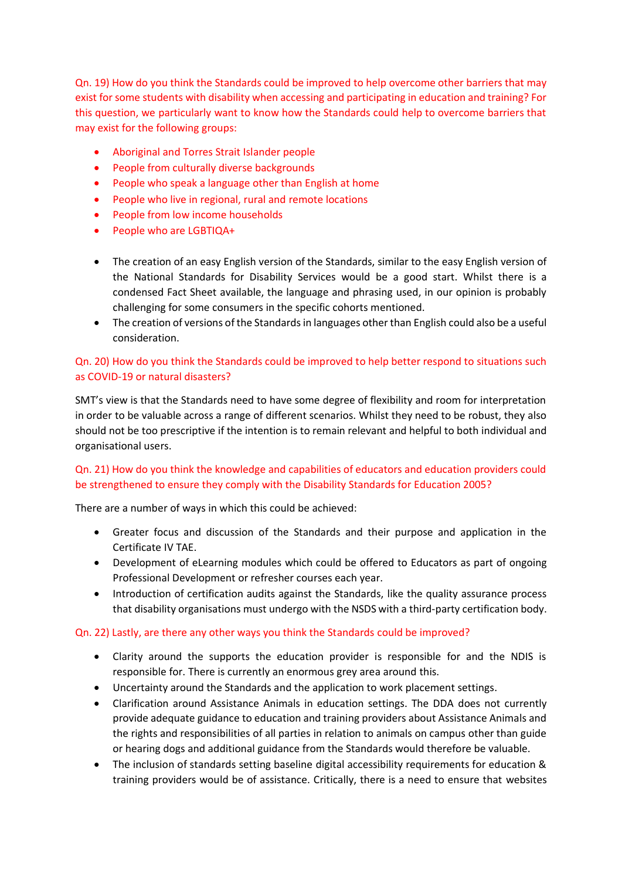Qn. 19) How do you think the Standards could be improved to help overcome other barriers that may exist for some students with disability when accessing and participating in education and training? For this question, we particularly want to know how the Standards could help to overcome barriers that may exist for the following groups:

- Aboriginal and Torres Strait Islander people
- People from culturally diverse backgrounds
- People who speak a language other than English at home
- People who live in regional, rural and remote locations
- People from low income households
- People who are LGBTIQA+

- The creation of an easy English version of the Standards, similar to the easy English version of the National Standards for Disability Services would be a good start. Whilst there is a condensed Fact Sheet available, the language and phrasing used, in our opinion is probably challenging for some consumers in the specific cohorts mentioned.
- The creation of versions of the Standards in languages other than English could also be a useful consideration.

Qn. 20) How do you think the Standards could be improved to help better respond to situations such as COVID-19 or natural disasters?

SMT's view is that the Standards need to have some degree of flexibility and room for interpretation in order to be valuable across a range of different scenarios. Whilst they need to be robust, they also should not be too prescriptive if the intention is to remain relevant and helpful to both individual and organisational users.

Qn. 21) How do you think the knowledge and capabilities of educators and education providers could be strengthened to ensure they comply with the Disability Standards for Education 2005?

There are a number of ways in which this could be achieved:

- Greater focus and discussion of the Standards and their purpose and application in the Certificate IV TAE.
- Development of eLearning modules which could be offered to Educators as part of ongoing Professional Development or refresher courses each year.
- Introduction of certification audits against the Standards, like the quality assurance process that disability organisations must undergo with the NSDS with a third-party certification body.

Qn. 22) Lastly, are there any other ways you think the Standards could be improved?

- Clarity around the supports the education provider is responsible for and the NDIS is responsible for. There is currently an enormous grey area around this.
- Uncertainty around the Standards and the application to work placement settings.
- Clarification around Assistance Animals in education settings. The DDA does not currently provide adequate guidance to education and training providers about Assistance Animals and the rights and responsibilities of all parties in relation to animals on campus other than guide or hearing dogs and additional guidance from the Standards would therefore be valuable.
- The inclusion of standards setting baseline digital accessibility requirements for education & training providers would be of assistance. Critically, there is a need to ensure that websites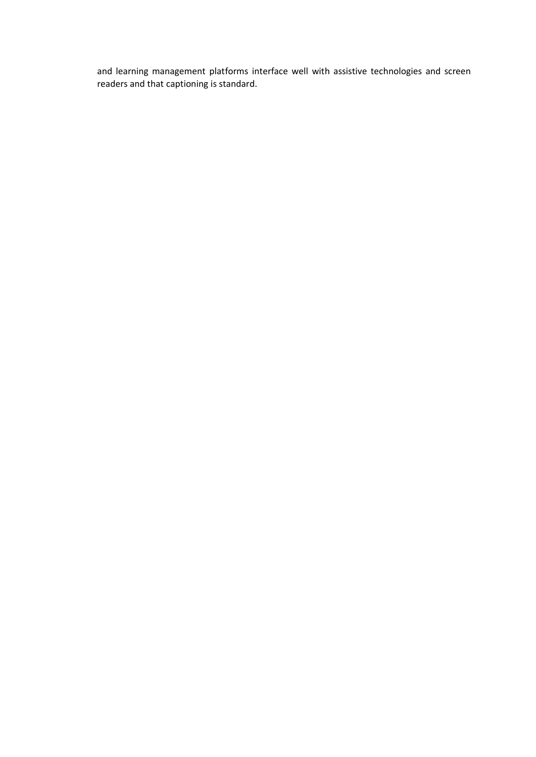and learning management platforms interface well with assistive technologies and screen readers and that captioning is standard.